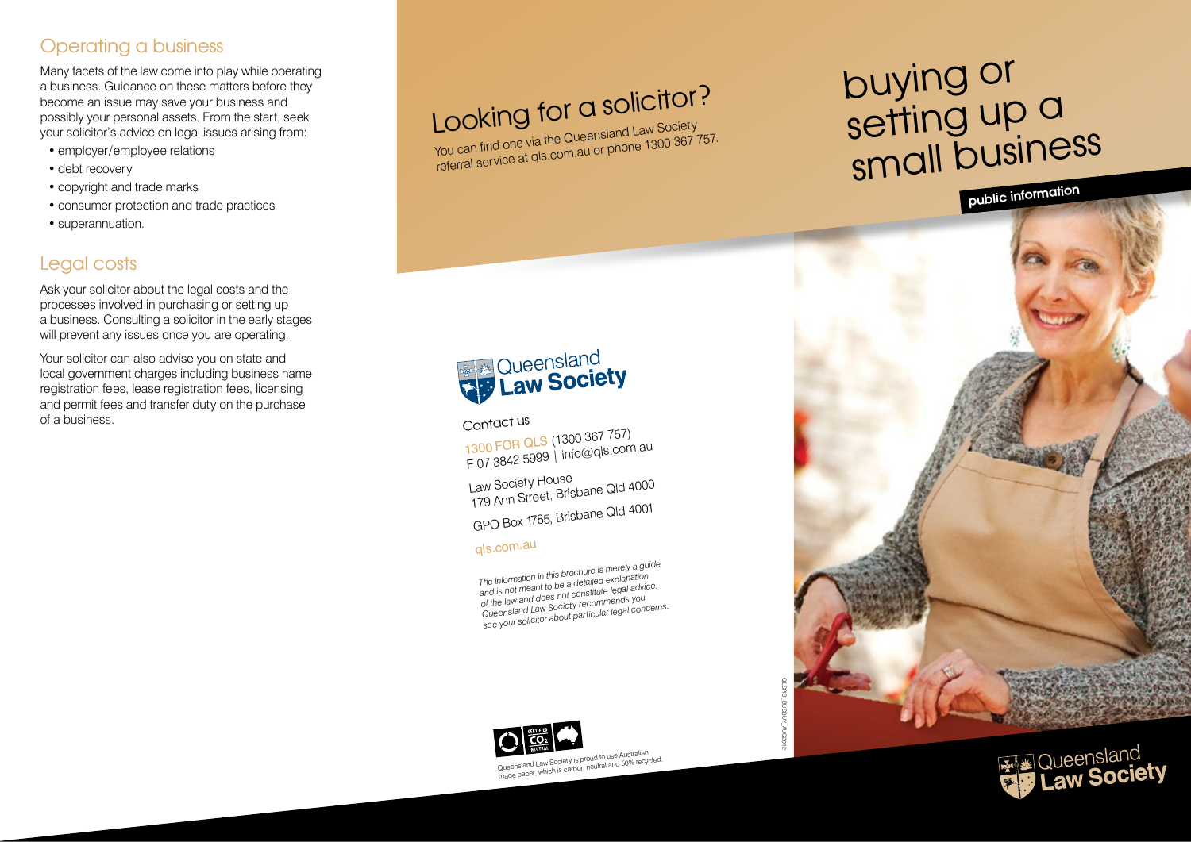## Operating a business

Many facets of the law come into play while operating a business. Guidance on these matters before they become an issue may save your business and possibly your personal assets. From the start, seek your solicitor's advice on legal issues arising from:

- employer/employee relations
- debt recovery
- copyright and trade marks
- consumer protection and trade practices
- superannuation.

## Legal costs

Ask your solicitor about the legal costs and the processes involved in purchasing or setting up a business. Consulting a solicitor in the early stages will prevent any issues once you are operating.

Your solicitor can also advise you on state and local government charges including business name registration fees, lease registration fees, licensing and permit fees and transfer duty on the purchase of a business.

## Looking for a solicitor?

You can find one via the Queensland Law Society referral service at qls.com.au or phone 1300 367 757.

Queensland Law Society

Contact us

1300 FOR QLS (1300 367 757)
F 07 3842 5999 | info@qls.com.au

Law Society House
179 Ann Street, Brisbane Qld 4000

GPO Box 1785, Brisbane Qld 4001

qls.com.au

*The information in this brochure is merely a guide and is not meant to be a detailed explanation of the law and does not constitute legal advice. Queensland Law Society recommends you see your solicitor about particular legal concerns.*

Queensland Law Society is proud to use Australian made paper, which is carbon neutral and 50% recycled.

QLSPIB_BUSBUY_AUG2012

# buying or setting up a small business

**public information**

Queensland Law Society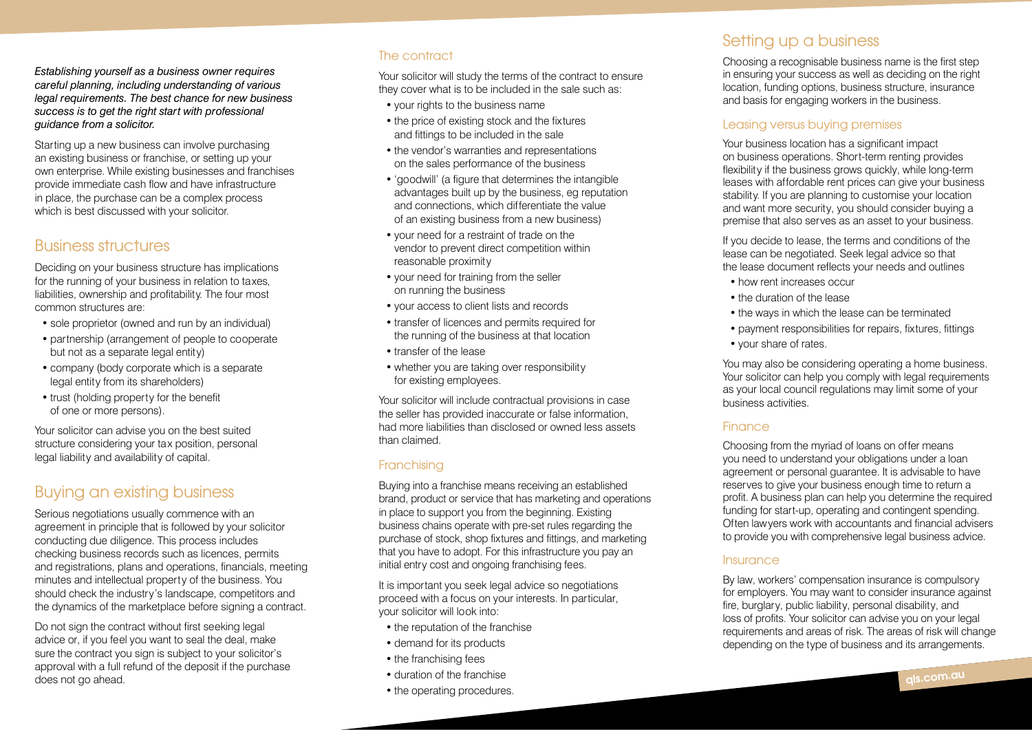*Establishing yourself as a business owner requires careful planning, including understanding of various legal requirements. The best chance for new business success is to get the right start with professional guidance from a solicitor.*

Starting up a new business can involve purchasing an existing business or franchise, or setting up your own enterprise. While existing businesses and franchises provide immediate cash flow and have infrastructure in place, the purchase can be a complex process which is best discussed with your solicitor.

## Business structures

Deciding on your business structure has implications for the running of your business in relation to taxes, liabilities, ownership and profitability. The four most common structures are:

- sole proprietor (owned and run by an individual)
- partnership (arrangement of people to cooperate but not as a separate legal entity)
- company (body corporate which is a separate legal entity from its shareholders)
- trust (holding property for the benefit of one or more persons).

Your solicitor can advise you on the best suited structure considering your tax position, personal legal liability and availability of capital.

## Buying an existing business

Serious negotiations usually commence with an agreement in principle that is followed by your solicitor conducting due diligence. This process includes checking business records such as licences, permits and registrations, plans and operations, financials, meeting minutes and intellectual property of the business. You should check the industry's landscape, competitors and the dynamics of the marketplace before signing a contract.

Do not sign the contract without first seeking legal advice or, if you feel you want to seal the deal, make sure the contract you sign is subject to your solicitor's approval with a full refund of the deposit if the purchase does not go ahead.

### The contract

Your solicitor will study the terms of the contract to ensure they cover what is to be included in the sale such as:

- your rights to the business name
- the price of existing stock and the fixtures and fittings to be included in the sale
- the vendor's warranties and representations on the sales performance of the business
- 'goodwill' (a figure that determines the intangible advantages built up by the business, eg reputation and connections, which differentiate the value of an existing business from a new business)
- your need for a restraint of trade on the vendor to prevent direct competition within reasonable proximity
- your need for training from the seller on running the business
- your access to client lists and records
- transfer of licences and permits required for the running of the business at that location
- transfer of the lease
- whether you are taking over responsibility for existing employees.

Your solicitor will include contractual provisions in case the seller has provided inaccurate or false information, had more liabilities than disclosed or owned less assets than claimed.

### Franchising

Buying into a franchise means receiving an established brand, product or service that has marketing and operations in place to support you from the beginning. Existing business chains operate with pre-set rules regarding the purchase of stock, shop fixtures and fittings, and marketing that you have to adopt. For this infrastructure you pay an initial entry cost and ongoing franchising fees.

It is important you seek legal advice so negotiations proceed with a focus on your interests. In particular, your solicitor will look into:

- the reputation of the franchise
- demand for its products
- the franchising fees
- duration of the franchise
- the operating procedures.

## Setting up a business

Choosing a recognisable business name is the first step in ensuring your success as well as deciding on the right location, funding options, business structure, insurance and basis for engaging workers in the business.

### Leasing versus buying premises

Your business location has a significant impact on business operations. Short-term renting provides flexibility if the business grows quickly, while long-term leases with affordable rent prices can give your business stability. If you are planning to customise your location and want more security, you should consider buying a premise that also serves as an asset to your business.

If you decide to lease, the terms and conditions of the lease can be negotiated. Seek legal advice so that the lease document reflects your needs and outlines

- how rent increases occur
- the duration of the lease
- the ways in which the lease can be terminated
- payment responsibilities for repairs, fixtures, fittings
- your share of rates.

You may also be considering operating a home business. Your solicitor can help you comply with legal requirements as your local council regulations may limit some of your business activities.

### Finance

Choosing from the myriad of loans on offer means you need to understand your obligations under a loan agreement or personal guarantee. It is advisable to have reserves to give your business enough time to return a profit. A business plan can help you determine the required funding for start-up, operating and contingent spending. Often lawyers work with accountants and financial advisers to provide you with comprehensive legal business advice.

### Insurance

By law, workers' compensation insurance is compulsory for employers. You may want to consider insurance against fire, burglary, public liability, personal disability, and loss of profits. Your solicitor can advise you on your legal requirements and areas of risk. The areas of risk will change depending on the type of business and its arrangements.

qls.com.au